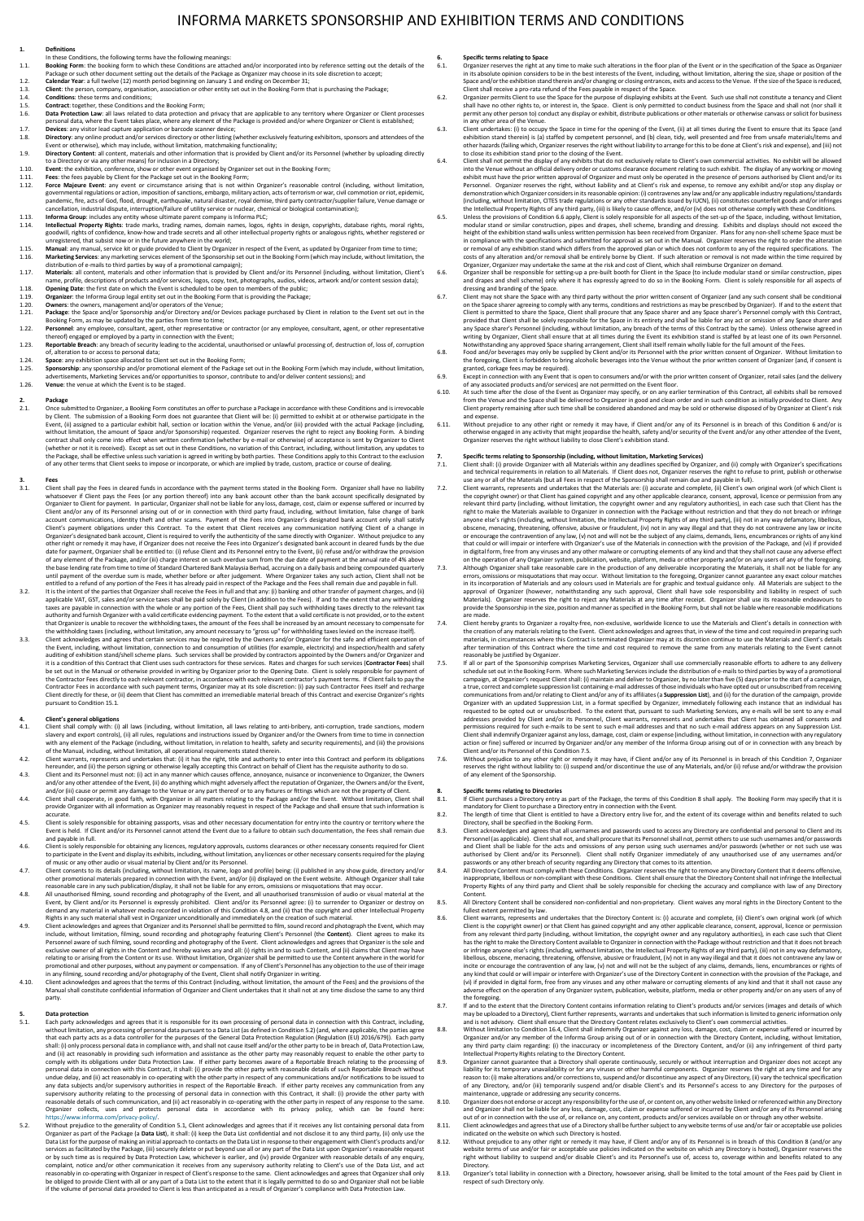# INFORMA MARKETS SPONSORSHIP AND EXHIBITION TERMS AND CONDITIONS

## 1. Definitions

In these Conditions, the following terms have the following meanings:

1.1. **Booking Form**: the booking form to which these Conditions are attached and/or incorporated into by reference setting out the details of the Package or such other document setting out the details of the Package as Organizer may choose in its sole discretion to accept;

1.2. **Calendar Year**: a full twelve (12) month period beginning on January 1 and ending on December 31;

1.3. **Client**: the person, company, organisation, association or other entity set out in the Booking Form that is purchasing the Package;

1.4. **Conditions**: these terms and conditions;

1.5. **Contract**: together, these Conditions and the Booking Form;

1.6. **Data Protection Law**: all laws related to data protection and privacy that are applicable to any territory where Organizer or Client processes personal data, where the Event takes place, where any element of the Package is provided and/or where Organizer or Client is established;

1.7. **Devices**: any visitor lead capture application or barcode scanner device;

1.8. **Directory**: any online product and/or services directory or other listing (whether exclusively featuring exhibitors, sponsors and attendees of the Event or otherwise), which may include, without limitation, matchmaking functionality;

1.9. **Directory Content**: all content, materials and other information that is provided by Client and/or its Personnel (whether by uploading directly to a Directory or via any other means) for inclusion in a Directory;

1.10. **Event**: the exhibition, conference, show or other event organized by Organizer set out in the Booking Form;

1.11. **Fees**: the fees payable by Client for the Package set out in the Booking Form;

1.12. **Force Majeure Event**: any event or circumstance arising that is not within Organizer's reasonable control (including, without limitation, governmental regulations or action, imposition of sanctions, embargo, military action, acts of terrorism or war, civil commotion or riot, epidemic, pandemic, fire, acts of God, flood, drought, earthquake, natural disaster, royal demise, third party contractor/supplier failure, Venue damage or cancellation, industrial dispute, interruption/failure of utility service or nuclear, chemical or biological contamination);

1.13. **Informa Group**: includes any entity whose ultimate parent company is Informa PLC;

1.14. **Intellectual Property Rights**: trade marks, trading names, domain names, logos, rights in designs, copyrights, database rights, moral rights, goodwill, rights of confidence, know-how and trade secrets and all other intellectual property rights or analogous rights, whether registered or unregistered, that subsist now or in the future anywhere in the world;

1.15. **Manual**: any manual, service kit or guide provided to Client by Organizer in respect of the Event, as updated by Organizer from time to time;

1.16. **Marketing Services**: any marketing services element of the Sponsorship set out in the Booking Form (which may include, without limitation, the distribution of e-mails to third parties by way of a promotional campaign);

1.17. **Materials**: all content, materials and other information that is provided by Client and/or its Personnel (including, without limitation, Client's name, profile, descriptions of products and/or services, logos, copy, text, photographs, audios, videos, artwork and/or content session data);

1.18. **Opening Date**: the first date on which the Event is scheduled to be open to members of the public;

1.19. **Organizer**: the Informa Group legal entity set out in the Booking Form that is providing the Package;

1.20. **Owners**: the owners, management and/or operators of the Venue;

1.21. **Package**: the Space and/or Sponsorship and/or Directory and/or Devices package purchased by Client in relation to the Event set out in the Booking Form, as may be updated by the parties from time to time;

1.22. **Personnel**: any employee, consultant, agent, other representative or contractor (or any employee, consultant, agent, or other representative thereof) engaged or employed by a party in connection with the Event;

1.23. **Reportable Breach**: any breach of security leading to the accidental, unauthorised or unlawful processing of, destruction of, loss of, corruption of, alteration to or access to personal data;

1.24. **Space**: any exhibition space allocated to Client set out in the Booking Form;

1.25. **Sponsorship**: any sponsorship and/or promotional element of the Package set out in the Booking Form (which may include, without limitation, advertisements, Marketing Services and/or opportunities to sponsor, contribute to and/or deliver content sessions); and

1.26. **Venue**: the venue at which the Event is to be staged.

## 2. Package

2.1. Once submitted to Organizer, a Booking Form constitutes an offer to purchase a Package in accordance with these Conditions and is irrevocable by Client. The submission of a Booking Form does not guarantee that Client will be: (i) permitted to exhibit at or otherwise participate in the Event, (ii) assigned to a particular exhibit hall, section or location within the Venue, and/or (iii) provided with the actual Package (including, without limitation, the amount of Space and/or Sponsorship) requested. Organizer reserves the right to reject any Booking Form. A binding contract shall only come into effect when written confirmation (whether by e-mail or otherwise) of acceptance is sent by Organizer to Client (whether or not it is received). Except as set out in these Conditions, no variation of this Contract, including, without limitation, any updates to the Package, shall be effective unless such variation is agreed in writing by both parties. These Conditions apply to this Contract to the exclusion of any other terms that Client seeks to impose or incorporate, or which are implied by trade, custom, practice or course of dealing.

## 3. Fees

3.1. Client shall pay the Fees in cleared funds in accordance with the payment terms stated in the Booking Form. Organizer shall have no liability whatsoever if Client pays the Fees (or any portion thereof) into any bank account other than the bank account specifically designated by Organizer to Client for payment. In particular, Organizer shall not be liable for any loss, damage, cost, claim or expense suffered or incurred by Client and/or any of its Personnel arising out of or in connection with third party fraud, including, without limitation, false change of bank account communications, identity theft and other scams. Payment of the Fees into Organizer's designated bank account only shall satisfy Client's payment obligations under this Contract. To the extent that Client receives any communication notifying Client of a change in Organizer's designated bank account, Client is required to verify the authenticity of the same directly with Organizer. Without prejudice to any other right or remedy it may have, if Organizer does not receive the Fees into Organizer's designated bank account in cleared funds by the due date for payment, Organizer shall be entitled to: (i) refuse Client and its Personnel entry to the Event, (ii) refuse and/or withdraw the provision of any element of the Package, and/or (iii) charge interest on such overdue sum from the due date of payment at the annual rate of 4% above the base lending rate from time to time of Standard Chartered Bank Malaysia Berhad, accruing on a daily basis and being compounded quarterly until payment of the overdue sum is made, whether before or after judgement. Where Organizer takes any such action, Client shall not be entitled to a refund of any portion of the Fees it has already paid in respect of the Package and the Fees shall remain due and payable in full.

3.2. It is the intent of the parties that Organizer shall receive the Fees in full and that any: (i) banking and other transfer of payment charges, and (ii) applicable VAT, GST, sales and/or service taxes shall be paid solely by Client (in addition to the Fees). If and to the extent that any withholding taxes are payable in connection with the whole or any portion of the Fees, Client shall pay such withholding taxes directly to the relevant tax authority and furnish Organizer with a valid certificate evidencing payment. To the extent that a valid certificate is not provided, or to the extent that Organizer is unable to recover the withholding taxes, the amount of the Fees shall be increased by an amount necessary to compensate for the withholding taxes (including, without limitation, any amount necessary to "gross up" for withholding taxes levied on the increase itself).

3.3. Client acknowledges and agrees that certain services may be required by the Owners and/or Organizer for the safe and efficient operation of the Event, including, without limitation, connection to and consumption of utilities (for example, electricity) and inspection/health and safety auditing of exhibition stand/shell scheme plans. Such services shall be provided by contractors appointed by the Owners and/or Organizer and it is a condition of this Contract that Client uses such contractors for these services. Rates and charges for such services (**Contractor Fees**) shall be set out in the Manual or otherwise provided in writing by Organizer prior to the Opening Date. Client is solely responsible for payment of the Contractor Fees directly to each relevant contractor, in accordance with each relevant contractor's payment terms. If Client fails to pay the Contractor Fees in accordance with such payment terms, Organizer may at its sole discretion: (i) pay such Contractor Fees itself and recharge Client directly for these, or (ii) deem that Client has committed an irremediable material breach of this Contract and exercise Organizer's rights pursuant to Condition 15.1.

## 4. Client's general obligations

4.1. Client shall comply with: (i) all laws (including, without limitation, all laws relating to anti-bribery, anti-corruption, trade sanctions, modern slavery and export controls), (ii) all rules, regulations and instructions issued by Organizer and/or the Owners from time to time in connection with any element of the Package (including, without limitation, in relation to health, safety and security requirements), and (iii) the provisions of the Manual, including, without limitation, all operational requirements stated therein.

4.2. Client warrants, represents and undertakes that: (i) it has the right, title and authority to enter into this Contract and perform its obligations hereunder, and (ii) the person signing or otherwise legally accepting this Contract on behalf of Client has the requisite authority to do so.

4.3. Client and its Personnel must not: (i) act in any manner which causes offence, annoyance, nuisance or inconvenience to Organizer, the Owners and/or any other attendee of the Event, (ii) do anything which might adversely affect the reputation of Organizer, the Owners and/or the Event, and/or (iii) cause or permit any damage to the Venue or any part thereof or to any fixtures or fittings which are not the property of Client.

4.4. Client shall cooperate, in good faith, with Organizer in all matters relating to the Package and/or the Event. Without limitation, Client shall provide Organizer with all information as Organizer may reasonably request in respect of the Package and shall ensure that such information is accurate.

4.5. Client is solely responsible for obtaining passports, visas and other necessary documentation for entry into the country or territory where the Event is held. If Client and/or its Personnel cannot attend the Event due to a failure to obtain such documentation, the Fees shall remain due and payable in full.

4.6. Client is solely responsible for obtaining any licences, regulatory approvals, customs clearances or other necessary consents required for Client to participate in the Event and display its exhibits, including, without limitation, any licences or other necessary consents required for the playing of music or any other audio or visual material by Client and/or its Personnel.

4.7. Client consents to its details (including, without limitation, its name, logo and profile) being: (i) published in any show guide, directory and/or other promotional materials prepared in connection with the Event, and/or (ii) displayed on the Event website. Although Organizer shall take reasonable care in any such publication/display, it shall not be liable for any errors, omissions or misquotations that may occur.

4.8. All unauthorised filming, sound recording and photography of the Event, and all unauthorised transmission of audio or visual material at the Event, by Client and/or its Personnel is expressly prohibited. Client and/or its Personnel agree: (i) to surrender to Organizer or destroy on demand any material in whatever media recorded in violation of this Condition 4.8, and (ii) that the copyright and other Intellectual Property Rights in any such material shall vest in Organizer unconditionally and immediately on the creation of such material.

4.9. Client acknowledges and agrees that Organizer and its Personnel shall be permitted to film, sound record and photograph the Event, which may include, without limitation, filming, sound recording and photography featuring Client's Personnel (the **Content**). Client agrees to make its Personnel aware of such filming, sound recording and photography of the Event. Client acknowledges and agrees that Organizer is the sole and exclusive owner of all rights in the Content and hereby waives any and all: (i) rights in and to such Content, and (ii) claims that Client may have relating to or arising from the Content or its use. Without limitation, Organizer shall be permitted to use the Content anywhere in the world for promotional and other purposes, without any payment or compensation. If any of Client's Personnel has any objection to the use of their image in any filming, sound recording and/or photography of the Event, Client shall notify Organizer in writing.

4.10. Client acknowledges and agrees that the terms of this Contract (including, without limitation, the amount of the Fees) and the provisions of the Manual shall constitute confidential information of Organizer and Client undertakes that it shall not at any time disclose the same to any third party.

## 5. Data protection

5.1. Each party acknowledges and agrees that it is responsible for its own processing of personal data in connection with this Contract, including, without limitation, any processing of personal data pursuant to a Data List (as defined in Condition 5.2) and, where applicable, the parties agree that each party acts as a data controller for the purposes of the General Data Protection Regulation (Regulation (EU) 2016/679)). Each party shall: (i) only process personal data in compliance with, and shall not cause itself and/or the other party to be in breach of, Data Protection Law, and (ii) act reasonably in providing such information and assistance as the other party may reasonably request to enable the other party to comply with its obligations under Data Protection Law. If either party becomes aware of a Reportable Breach relating to the processing of personal data in connection with this Contract, it shall: (i) provide the other party with reasonable details of such Reportable Breach without undue delay, and (ii) act reasonably in co-operating with the other party in respect of any communications and/or notifications to be issued to any data subjects and/or supervisory authorities in respect of the Reportable Breach. If either party receives any communication from any supervisory authority relating to the processing of personal data in connection with this Contract, it shall: (i) provide the other party with reasonable details of such communication, and (ii) act reasonably in co-operating with the other party in respect of any response to the same. Organizer collects, uses and protects personal data in accordance with its privacy policy, which can be found here: https://www.informa.com/privacy-policy/.

5.2. Without prejudice to the generality of Condition 5.1, Client acknowledges and agrees that if it receives any list containing personal data from Organizer as part of the Package (a **Data List**), it shall: (i) keep the Data List confidential and not disclose it to any third party, (ii) only use the Data List for the purpose of making an initial approach to contacts on the Data List in response to their engagement with Client's products and/or services as facilitated by the Package, (iii) securely delete or put beyond use all or any part of the Data List upon Organizer's reasonable request or by such time as is required by Data Protection Law, whichever is earlier, and (iv) provide Organizer with reasonable details of any enquiry, complaint, notice and/or other communication it receives from any supervisory authority relating to Client's use of the Data List, and act reasonably in co-operating with Organizer in respect of Client's response to the same. Client acknowledges and agrees that Organizer shall only be obliged to provide Client with all or any part of a Data List to the extent that it is legally permitted to do so and Organizer shall not be liable if the volume of personal data provided to Client is less than anticipated as a result of Organizer's compliance with Data Protection Law.

## 6. Specific terms relating to Space

6.1. Organizer reserves the right at any time to make such alterations in the floor plan of the Event or in the specification of the Space as Organizer in its absolute opinion considers to be in the best interests of the Event, including, without limitation, altering the size, shape or position of the Space and/or the exhibition stand therein and/or changing or closing entrances, exits and access to the Venue. If the size of the Space is reduced, Client shall receive a pro rata refund of the Fees payable in respect of the Space.

6.2. Organizer permits Client to use the Space for the purpose of displaying exhibits at the Event. Such use shall not constitute a tenancy and Client shall have no other rights to, or interest in, the Space. Client is only permitted to conduct business from the Space and shall not (nor shall it permit any other person to) conduct any display or exhibit, distribute publications or other materials or otherwise canvass or solicit for business in any other area of the Venue.

6.3. Client undertakes: (i) to occupy the Space in time for the opening of the Event, (ii) at all times during the Event to ensure that its Space (and exhibition stand therein) is (a) staffed by competent personnel, and (b) clean, tidy, well presented and free from unsafe materials/items and other hazards (failing which, Organizer reserves the right without liability to arrange for this to be done at Client's risk and expense), and (iii) not to close its exhibition stand prior to the closing of the Event.

6.4. Client shall not permit the display of any exhibits that do not exclusively relate to Client's own commercial activities. No exhibit will be allowed into the Venue without an official delivery order or customs clearance document relating to such exhibit. The display of any working or moving exhibit must have the prior written approval of Organizer and must only be operated in the presence of persons authorised by Client and/or its Personnel. Organizer reserves the right, without liability and at Client's risk and expense, to remove any exhibit and/or stop any display or demonstration which Organizer considers in its reasonable opinion: (i) contravenes any law and/or any applicable industry regulations/standards (including, without limitation, CITES trade regulations or any other standards issued by IUCN), (ii) constitutes counterfeit goods and/or infringes the Intellectual Property Rights of any third party, (iii) is likely to cause offence, and/or (iv) does not otherwise comply with these Conditions.

6.5. Unless the provisions of Condition 6.6 apply, Client is solely responsible for all aspects of the set-up of the Space, including, without limitation, modular stand or similar construction, pipes and drapes, shell scheme, branding and dressing. Exhibits and displays should not exceed the height of the exhibition stand walls unless written permission has been received from Organizer. Plans for any non-shell scheme Space must be in compliance with the specifications and submitted for approval as set out in the Manual. Organizer reserves the right to order the alteration or removal of any exhibition stand which differs from the approved plan or which does not conform to any of the required specifications. The costs of any alteration and/or removal shall be entirely borne by Client. If such alteration or removal is not made within the time required by Organizer, Organizer may undertake the same at the risk and cost of Client, which shall reimburse Organizer on demand.

6.6. Organizer shall be responsible for setting-up a pre-built booth for Client in the Space (to include modular stand or similar construction, pipes and drapes and shell scheme) only where it has expressly agreed to do so in the Booking Form. Client is solely responsible for all aspects of dressing and branding of the Space.

6.7. Client may not share the Space with any third party without the prior written consent of Organizer (and any such consent shall be conditional on the space sharer agreeing to comply with any terms, conditions and restrictions as may be prescribed by Organizer). If and to the extent that Client is permitted to share the Space, Client shall procure that any Space sharer and any Space sharer's Personnel comply with this Contract, provided that Client shall be solely responsible for the Space in its entirety and shall be liable for any act or omission of any Space sharer and any Space sharer's Personnel (including, without limitation, any breach of the terms of this Contract by the same). Unless otherwise agreed in writing by Organizer, Client shall ensure that at all times during the Event its exhibition stand is staffed by at least one of its own Personnel. Notwithstanding any approved Space sharing arrangement, Client shall itself remain wholly liable for the full amount of the Fees.

6.8. Food and/or beverages may only be supplied by Client and/or its Personnel with the prior written consent of Organizer. Without limitation to the foregoing, Client is forbidden to bring alcoholic beverages into the Venue without the prior written consent of Organizer (and, if consent is granted, corkage fees may be required).

6.9. Except in connection with any Event that is open to consumers and/or with the prior written consent of Organizer, retail sales (and the delivery of any associated products and/or services) are not permitted on the Event floor.

6.10. At such time after the close of the Event as Organizer may specify, or on any earlier termination of this Contract, all exhibits shall be removed from the Venue and the Space shall be delivered to Organizer in good and clean order and in such condition as initially provided to Client. Any Client property remaining after such time shall be considered abandoned and may be sold or otherwise disposed of by Organizer at Client's risk and expense.

6.11. Without prejudice to any other right or remedy it may have, if Client and/or any of its Personnel is in breach of this Condition 6 and/or is otherwise engaged in any activity that might jeopardise the health, safety and/or security of the Event and/or any other attendee of the Event, Organizer reserves the right without liability to close Client's exhibition stand.

## 7. Specific terms relating to Sponsorship (including, without limitation, Marketing Services)

7.1. Client shall: (i) provide Organizer with all Materials within any deadlines specified by Organizer, and (ii) comply with Organizer's specifications and technical requirements in relation to all Materials. If Client does not, Organizer reserves the right to refuse to print, publish or otherwise use any or all of the Materials (but all Fees in respect of the Sponsorship shall remain due and payable in full).

7.2. Client warrants, represents and undertakes that the Materials are: (i) accurate and complete, (ii) Client's own original work (of which Client is the copyright owner) or that Client has gained copyright and any other applicable clearance, consent, approval, licence or permission from any relevant third party (including, without limitation, the copyright owner and any regulatory authorities), in each case such that Client has the right to make the Materials available to Organizer in connection with the Package without restriction and that they do not breach or infringe anyone else's rights (including, without limitation, the Intellectual Property Rights of any third party), (iii) not in any way defamatory, libellous, obscene, menacing, threatening, offensive, abusive or fraudulent, (iv) not in any way illegal and that they do not contravene any law or incite or encourage the contravention of any law, (v) not and will not be the subject of any claims, demands, liens, encumbrances or rights of any kind that could or will impair or interfere with Organizer's use of the Materials in connection with the provision of the Package, and (vi) if provided in digital form, free from any viruses and any other malware or corrupting elements of any kind and that they shall not cause any adverse effect on the operation of any Organizer system, publication, website, platform, media or other property and/or on any users of any of the foregoing.

7.3. Although Organizer shall take reasonable care in the production of any deliverable incorporating the Materials, it shall not be liable for any errors, omissions or misquotations that may occur. Without limitation to the foregoing, Organizer cannot guarantee any exact colour matches in its incorporation of Materials and any colours used in Materials are for graphic and textual guidance only. All Materials are subject to the approval of Organizer (however, notwithstanding any such approval, Client shall have sole responsibility and liability in respect of such Materials). Organizer reserves the right to reject any Materials at any time after receipt. Organizer shall use its reasonable endeavours to provide the Sponsorship in the size, position and manner as specified in the Booking Form, but shall not be liable where reasonable modifications are made.

7.4. Client hereby grants to Organizer a royalty-free, non-exclusive, worldwide licence to use the Materials and Client's details in connection with the creation of any materials relating to the Event. Client acknowledges and agrees that, in view of the time and cost required in preparing such materials, in circumstances where this Contract is terminated Organizer may at its discretion continue to use the Materials and Client's details after termination of this Contract where the time and cost required to remove the same from any materials relating to the Event cannot reasonably be justified by Organizer.

7.5. If all or part of the Sponsorship comprises Marketing Services, Organizer shall use commercially reasonable efforts to adhere to any delivery schedule set out in the Booking Form. Where such Marketing Services include the distribution of e-mails to third parties by way of a promotional campaign, at Organizer's request Client shall: (i) maintain and deliver to Organizer, by no later than five (5) days prior to the start of a campaign, a true, correct and complete suppression list containing e-mail addresses of those individuals who have opted out or unsubscribed from receiving communications from and/or relating to Client and/or any of its affiliates (a **Suppression List**), and (ii) for the duration of the campaign, provide Organizer with an updated Suppression List, in a format specified by Organizer, immediately following each instance that an individual has requested to be opted out or unsubscribed. To the extent that, pursuant to such Marketing Services, any e-mails will be sent to any e-mail addresses provided by Client and/or its Personnel, Client warrants, represents and undertakes that Client has obtained all consents and permissions required for such e-mails to be sent to such e-mail address appears on any Suppression List. Client shall indemnify Organizer against any loss, damage, cost, claim or expense (including, without limitation, in connection with any regulatory action or fine) suffered or incurred by Organizer and/or any member of the Informa Group arising out of or in connection with any breach by Client and/or its Personnel of this Condition 7.5.

7.6. Without prejudice to any other right or remedy it may have, if Client and/or any of its Personnel is in breach of this Condition 7, Organizer reserves the right without liability to: (i) suspend and/or discontinue the use of any Materials, and/or (ii) refuse and/or withdraw the provision of any element of the Sponsorship.

## 8. Specific terms relating to Directories

8.1. If Client purchases a Directory entry as part of the Package, the terms of this Condition 8 shall apply. The Booking Form may specify that it is mandatory for Client to purchase a Directory entry in connection with the Event.

8.2. The length of time that Client is entitled to have a Directory entry live for, and the extent of its coverage within and benefits related to such Directory, shall be specified in the Booking Form.

8.3. Client acknowledges and agrees that all usernames and passwords used to access any Directory are confidential and personal to Client and its Personnel (as applicable). Client shall not, and shall procure that its Personnel shall not, permit others to use such usernames and/or passwords and Client shall be liable for the acts and omissions of any person using such usernames and/or passwords (whether or not such use was authorised by Client and/or its Personnel). Client shall notify Organizer immediately of any unauthorised use of any usernames and/or passwords or any other breach of security regarding any Directory that comes to its attention.

8.4. All Directory Content must comply with these Conditions. Organizer reserves the right to remove any Directory Content that it deems offensive, inappropriate, libellous or non-compliant with these Conditions. Client shall ensure that the Directory Content shall not infringe the Intellectual Property Rights of any third party and Client shall be solely responsible for checking the accuracy and compliance with law of any Directory Content.

8.5. All Directory Content shall be considered non-confidential and non-proprietary. Client waives any moral rights in the Directory Content to the fullest extent permitted by law.

8.6. Client warrants, represents and undertakes that the Directory Content is: (i) accurate and complete, (ii) Client's own original work (of which Client is the copyright owner) or that Client has gained copyright and any other applicable clearance, consent, approval, licence or permission from any relevant third party (including, without limitation, the copyright owner and any regulatory authorities), in each case such that Client has the right to make the Directory Content available to Organizer in connection with the Package without restriction and that it does not breach or infringe anyone else's rights (including, without limitation, the Intellectual Property Rights of any third party), (iii) not in any way defamatory, libellous, obscene, menacing, threatening, offensive, abusive or fraudulent, (iv) not in any way illegal and that it does not contravene any law or incite or encourage the contravention of any law, (v) not and will not be the subject of any claims, demands, liens, encumbrances or rights of any kind that could or will impair or interfere with Organizer's use of the Directory Content in connection with the provision of the Package, and (vi) if provided in digital form, free from any viruses and any other malware or corrupting elements of any kind and that it shall not cause any adverse effect on the operation of any Organizer system, publication, website, platform, media or other property and/or on any users of any of the foregoing.

8.7. If and to the extent that the Directory Content contains information relating to Client's products and/or services (images and details of which may be uploaded to a Directory), Client further represents, warrants and undertakes that such information is limited to generic information only and is not advisory. Client shall ensure that the Directory Content relates exclusively to Client's own commercial activities.

8.8. Without limitation to Condition 16.4, Client shall indemnify Organizer against any loss, damage, cost, claim or expense suffered or incurred by Organizer and/or any member of the Informa Group arising out of or in connection with the Directory Content, including, without limitation, any third party claim regarding: (i) the inaccuracy or incompleteness of the Directory Content, and/or (ii) any infringement of third party Intellectual Property Rights relating to the Directory Content.

8.9. Organizer cannot guarantee that a Directory shall operate continuously, securely or without interruption and Organizer does not accept any liability for its temporary unavailability or for any viruses or other harmful components. Organizer reserves the right at any time and for any reason to: (i) make alterations and/or corrections to, suspend and/or discontinue any aspect of any Directory, (ii) vary the technical specification of any Directory, and/or (iii) temporarily suspend and/or disable Client's and its Personnel's access to any Directory for the purposes of maintenance, upgrade or addressing any security concerns.

8.10. Organizer does not endorse or accept any responsibility for the use of, or content on, any other website linked or referenced within any Directory and Organizer shall not be liable for any loss, damage, cost, claim or expense suffered or incurred by Client and/or any of its Personnel arising out of or in connection with the use of, or reliance on, any content, products and/or services available on or through any other website.

8.11. Client acknowledges and agrees that use of a Directory shall be further subject to any website terms of use and/or fair or acceptable use policies indicated on the website on which such Directory is hosted.

8.12. Without prejudice to any other right or remedy it may have, if Client and/or any of its Personnel is in breach of this Condition 8 and/or any website terms of use and/or fair or acceptable use policies indicated on the website on which any Directory is hosted, Organizer reserves the right without liability to suspend and/or disable Client's and its Personnel's use of, access to, coverage within and benefits related to any Directory.

8.13. Organizer's total liability in connection with a Directory, howsoever arising, shall be limited to the total amount of the Fees paid by Client in respect of such Directory only.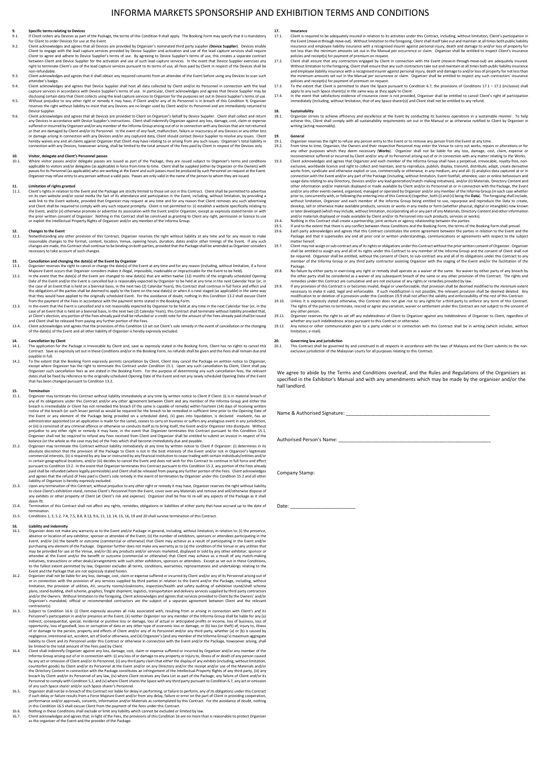# INFORMA MARKETS SPONSORSHIP AND EXHIBITION TERMS AND CONDITIONS

**9. Specific terms relating to Devices**

9.1. If Client orders any Devices as part of the Package, the terms of this Condition 9 shall apply. The Booking Form may specify that it is mandatory for Client to order Devices for use at the Event.

9.2. Client acknowledges and agrees that all Devices are provided by Organizer's nominated third party supplier (**Device Supplier**). Devices enable Client to engage with the lead capture services provided by Device Supplier and activation and use of the lead capture services shall require Client to agree and adhere to Device Supplier's terms of use. By agreeing to Device Supplier's terms of use, this creates a separate contract between Client and Device Supplier for the activation and use of such lead capture services. In the event that Device Supplier exercises any right to terminate Client's use of the lead capture services pursuant to its terms of use, all Fees paid by Client in respect of the Devices shall be non-refundable.

9.3. Client acknowledges and agrees that it shall obtain any required consents from an attendee of the Event before using any Devices to scan such attendee's badge.

9.4. Client acknowledges and agrees that Device Supplier shall host all data collected by Client and/or its Personnel in connection with the lead capture services in accordance with Device Supplier's terms of use. In particular, Client acknowledges and agrees that Device Supplier may be disclosing certain data that Client collects using the lead capture services to Organizer for the purposes set out in Device Supplier's terms of use.

9.5. Without prejudice to any other right or remedy it may have, if Client and/or any of its Personnel is in breach of this Condition 9, Organizer reserves the right without liability to insist that any Devices are no longer used by Client and/or its Personnel and are immediately returned to Device Supplier.

9.6. Client acknowledges and agrees that all Devices are provided to Client on Organizer's behalf by Device Supplier. Client shall collect and return any Devices in accordance with Device Supplier's instructions. Client shall indemnify Organizer against any loss, damage, cost, claim or expense suffered or incurred by Organizer and/or any member of the Informa Group arising out of or in connection with any Devices that are not returned or that are damaged by Client and/or its Personnel. In the event of any fault, malfunction, failure or inaccuracy of any Devices or any other loss or damage arising in connection with any Devices and/or any captured data, Client should contact Device Supplier to resolve any issues. Client hereby waives any and all claims against Organizer that Client may have relating to or arising from any such issues. Organizer's total liability in connection with any Devices, howsoever arising, shall be limited to the total amount of the Fees paid by Client in respect of the Devices only.

**10. Visitor, delegate and Client's Personnel passes**

10.1. Where visitor passes and/or delegate passes are issued as part of the Package, they are issued subject to Organizer's terms and conditions applicable to visitors and/or delegates (as applicable) in force from time to time. Client shall be supplied (either by Organizer or the Owners) with passes for its Personnel (as applicable) who are working at the Event and such passes must be produced by such Personnel on request at the Event. Organizer may refuse entry to any person without a valid pass. Passes are only valid in the name of the person to whom they are issued.

**11. Limitation of rights granted**

11.1. Client's rights in relation to the Event and the Package are strictly limited to those set out in this Contract. Client shall be permitted to advertise on its own website and/or social media the fact of its attendance and participation in the Event, including, without limitation, by providing a web link to the Event website, provided that Organizer may request at any time and for any reason that Client removes any such advertising and Client shall be required to comply with any such request promptly. Client is not permitted to: (i) establish a website specifically relating to the Event, and/or (ii) otherwise promote or advertise its association with the Event and/or Organizer, except as expressly stated herein or with the prior written consent of Organizer. Nothing in this Contract shall be construed as granting to Client any right, permission or licence to use or exploit the Intellectual Property Rights of Organizer and/or any member of the Informa Group.

**12. Changes to the Event**

12.1. Notwithstanding any other provision of this Contract, Organizer reserves the right without liability at any time and for any reason to make reasonable changes to the format, content, location, Venue, opening hours, duration, dates and/or other timings of the Event. If any such changes are made, this Contract shall continue to be binding on both parties, provided that the Package shall be amended as Organizer considers necessary to take account of such changes.

**13. Cancellation and changing the date(s) of the Event by Organizer**

13.1. Organizer reserves the right to cancel or change the date(s) of the Event at any time and for any reason (including, without limitation, if a Force Majeure Event occurs that Organizer considers makes it illegal, impossible, inadvisable or impracticable for the Event to be held).

13.2. In the event that the date(s) of the Event are changed to new date(s) that are within twelve (12) months of the originally scheduled Opening Date of the Event and/or the Event is cancelled but is reasonably expected by Organizer to be held at any time in the next Calendar Year (or, in the case of an Event that is held on a biennial basis, in the next two (2) Calendar Years), this Contract shall continue in full force and effect and the obligations of the parties shall be deemed to apply to the Event on the new date(s) or when it is next staged (as applicable) in the same way that they would have applied to the originally scheduled Event. For the avoidance of doubt, nothing in this Condition 13.2 shall excuse Client from the payment of the Fees in accordance with the payment terms stated in the Booking Form.

13.3. In the event that the Event is cancelled and is not reasonably expected by Organizer to be held at any time in the next Calendar Year (or, in the case of an Event that is held on a biennial basis, in the next two (2) Calendar Years), this Contract shall terminate without liability provided that, at Client's election, any portion of the Fees already paid shall be refunded or a credit note for the amount of the Fees already paid shall be issued and Client shall be released from paying any further portion of the Fees.

13.4. Client acknowledges and agrees that the provisions of this Condition 13 set out Client's sole remedy in the event of cancellation or the changing of the date(s) of the Event and all other liability of Organizer is hereby expressly excluded.

**14. Cancellation by Client**

14.1. The application for the Package is irrevocable by Client and, save as expressly stated in the Booking Form, Client has no rights to cancel this Contract. Save as expressly set out in these Conditions and/or in the Booking Form, no refunds shall be given and the Fees shall remain due and payable in full.

14.2. To the extent that the Booking Form expressly permits cancellation by Client, Client may cancel the Package on written notice to Organizer, except where Organizer has the right to terminate this Contract under Condition 15.1. Upon any such cancellation by Client, Client shall pay Organizer such cancellation fees as are stated in the Booking Form. For the purpose of determining any such cancellation fees, the relevant dates shall be fixed by reference to the originally scheduled Opening Date of the Event and not any newly scheduled Opening Date of the Event that has been changed pursuant to Condition 13.2.

**15. Termination**

15.1. Organizer may terminate this Contract without liability immediately at any time by written notice to Client if Client: (i) is in material breach of any of its obligations under this Contract and/or any other agreement between Client and any member of the Informa Group and either the breach is irremediable or Client has not remedied the breach (if the same is capable of remedy) within fourteen (14) days of receiving written notice of the breach (or such lesser period as would be required for the breach to be remedied in sufficient time prior to the Opening Date of the Event or any element of the Package being provided on a scheduled date), (ii) goes into liquidation, is declared insolvent, has an administrator appointed (or an application is made for the same), ceases to carry on business or suffers any analogous event in any jurisdiction, or (iii) is convicted of any criminal offence or otherwise so conducts itself as to bring itself, the Event and/or Organizer into disrepute. Without prejudice to any other right or remedy it may have, in the event that Organizer terminates this Contract pursuant to this Condition 15.1, Organizer shall not be required to refund any Fees received from Client and Organizer shall be entitled to submit an invoice in respect of the balance (or the whole as the case may be) of the Fees which shall become immediately due and payable.

15.2. Organizer may terminate this Contract without liability immediately at any time by written notice to Client if Organizer: (i) determines in its absolute discretion that the provision of the Package to Client is not in the best interests of the Event and/or not in Organizer's legitimate commercial interests, (ii) is required by any law or instructed by any financial institution to cease trading with certain individuals/entities and/or in certain geographical locations, and/or (iii) decides to cancel the Event and does not wish for this Contract to continue in full force and effect pursuant to Condition 13.2. In the event that Organizer terminates this Contract pursuant to this Condition 15.2, any portion of the Fees already paid shall be refunded (where legally permissible) and Client shall be released from paying any further portion of the Fees. Client acknowledges and agrees that the refund of Fees paid is Client's sole remedy in the event of termination by Organizer under this Condition 15.2 and all other liability of Organizer is hereby expressly excluded.

15.3. Upon any termination of this Contract, without prejudice to any other right or remedy it may have, Organizer reserves the right without liability to close Client's exhibition stand, remove Client's Personnel from the Event, cover over any Materials and remove and sell/otherwise dispose of any exhibits or other property of Client (at Client's risk and expense). Organizer shall be free to re-sell any aspects of the Package as it shall deem fit.

15.4. Termination of this Contract shall not affect any rights, remedies, obligations or liabilities of either party that have accrued up to the date of termination.

15.5. Conditions 1, 3, 5.2, 7.4, 7.5, 8.8, 8.13, 9.6, 11, 13, 14, 15, 16, 19 and 20 shall survive termination of this Contract.

**16. Liability and indemnity**

16.1. Organizer does not make any warranty as to the Event and/or Package in general, including, without limitation, in relation to: (i) the presence, absence or location of any exhibitor, sponsor or attendee of the Event, (ii) the number of exhibitors, sponsors or attendees participating in the Event, and/or (iii) the benefit or outcome (commercial or otherwise) that Client may achieve as a result of participating in the Event and/or purchasing any element of the Package. Organizer further does not make any warranty as to (a) the condition of the Venue or any utilities that may be provided for use at the Venue, and/or (b) any products and/or services marketed, displayed or sold by any other exhibitor, sponsor or attendee at the Event and/or the benefit or outcome (commercial or otherwise) that Client may achieve as a result of any match-making initiatives, transactions or other deals/arrangements with such other exhibitors, sponsors or attendees. Except as set out in these Conditions, to the fullest extent permitted by law, Organizer excludes all terms, conditions, warranties, representations and undertakings relating to the Event and the Package that are not expressly stated herein.

16.2. Organizer shall not be liable for any loss, damage, cost, claim or expense suffered or incurred by Client and/or any of its Personnel arising out of or in connection with the provision of any services supplied by third parties in relation to the Event and/or the Package, including, without limitation, the provision of utilities, AV, security rooms/cloakrooms, inspection/health and safety auditing of exhibition stand/shell scheme plans, stand-building, shell scheme, graphics, freight shipment, logistics, transportation and delivery services supplied by third party contractors and/or the Owners. Without limitation to the foregoing, Client acknowledges and agrees that services provided to Client by the Owners' and/or Organizer's mandated, official or recommended contractors are the subject of a separate agreement between Client and the relevant contractor(s).

16.3. Subject to Condition 16.6: (i) Client expressly assumes all risks associated with, resulting from or arising in connection with Client's and its Personnel's participation in and/or presence at the Event, (ii) neither Organizer nor any member of the Informa Group shall be liable for any (a) indirect, consequential, special, incidental or punitive loss or damage, loss of actual or anticipated profits or income, loss of business, loss of opportunity, loss of goodwill, loss or corruption of data or any other type of economic loss or damage, or (b) loss (or theft) of, injury to, illness of or damage to the person, property and effects of Client and/or any of its Personnel and/or any third party, whether (a) or (b) is caused by negligence, intentional act, accident, act of God or otherwise, and (iii) Organizer's (and any member of the Informa Group's) maximum aggregate liability to Client and its Personnel under this Contract or otherwise in connection with the Event and/or the Package, howsoever arising, shall be limited to the total amount of the Fees paid by Client.

16.4. Client shall indemnify Organizer against any loss, damage, cost, claim or expense suffered or incurred by Organizer and/or any member of the Informa Group arising out of or in connection with: (i) any loss of or damage to any property or injury to, illness of or death of any person caused by any act or omission of Client and/or its Personnel, (ii) any third party claim that either the display of any exhibits (including, without limitation, counterfeit goods) by Client and/or its Personnel at the Event and/or on any Directory and/or the receipt and/or use of the Materials and/or the Directory Content in connection with the Package constitutes an infringement of the Intellectual Property Rights of any third party, (iii) any breach by Client and/or its Personnel of any law, (iv) where Client receives any Data List as part of the Package, any failure of Client and/or its Personnel to comply with Condition 5.2, and (v) where Client shares the Space with any third party pursuant to Condition 6.7, any act or omission of any such Space sharer and/or such Space sharer's Personnel.

16.5. Organizer shall not be in breach of this Contract nor liable for delay in performing, or failure to perform, any of its obligations under this Contract if such delay or failure results from a Force Majeure Event and/or from any delay, failure or error on the part of Client in providing cooperation, performance and/or approvals, consents, information and/or Materials as contemplated by this Contract. For the avoidance of doubt, nothing in this Condition 16.5 shall excuse Client from the payment of the Fees under this Contract.

16.6. Nothing in these Conditions shall exclude or limit any liability which cannot be excluded or limited by law.

16.7. Client acknowledges and agrees that, in light of the Fees, the provisions of this Condition 16 are no more than is reasonable to protect Organizer as the organizer of the Event and the provider of the Package.

**17. Insurance**

17.1. Client is required to be adequately insured in relation to its activities under this Contract, including, without limitation, Client's participation in the Event (move-in through move-out). Without limitation to the foregoing, Client shall itself take out and maintain at all times both public liability insurance and employee liability insurance with a recognised insurer against personal injury, death and damage to and/or loss of property for not less than the minimum amounts set out in the Manual per occurrence or claim. Organizer shall be entitled to inspect Client's insurance policies and receipt(s) for payment of premium on request.

17.2. Client shall ensure that any contractors engaged by Client in connection with the Event (move-in through move-out) are adequately insured. Without limitation to the foregoing, Client shall ensure that any such contractors take out and maintain at all times both public liability insurance and employee liability insurance with a recognised insurer against personal injury, death and damage to and/or loss of property for not less than the minimum amounts set out in the Manual per occurrence or claim. Organizer shall be entitled to inspect any such contractors' insurance policies and receipt(s) for payment of premium on request.

17.3. To the extent that Client is permitted to share the Space pursuant to Condition 6.7, the provisions of Conditions 17.1 – 17.2 (inclusive) shall apply to any such Space sharer(s) in the same way as they apply to Client.

17.4. In the event that satisfactory evidence of insurance cover is not provided, Organiser shall be entitled to cancel Client's right of participation immediately (including, without limitation, that of any Space sharer(s)) and Client shall not be entitled to any refund.

**18. Sustainability**

18.1. Organizer strives to achieve efficiency and excellence at the Event by conducting its business operations in a sustainable manner. To help achieve this, Client shall comply with all sustainability requirements set out in the Manual or as otherwise notified to Client by Organizer in writing (acting reasonably).

**19. General**

19.1. Organizer reserves the right to refuse any person entry to the Event or to remove any person from the Event at any time.

19.2. From time to time, Organizer, the Owners and their respective Personnel may enter the Venue to carry out works, repairs or alterations or for any other purposes which they deem necessary (**Works**). Organizer shall not be liable for any loss, damage, cost, claim, expense or inconvenience suffered or incurred by Client and/or any of its Personnel arising out of or in connection with any matter relating to the Works.

19.3. Client acknowledges and agrees that Organizer and each member of the Informa Group shall have a perpetual, irrevocable, royalty-free, non-exclusive, worldwide licence and right to collect and maintain, and to reproduce, publish, display, transmit, distribute, adapt, create derivative works from, syndicate and otherwise exploit or use, commercially or otherwise, in any medium, any and all: (i) analytics data captured at or in connection with the Event and/or any part of the Package (including, without limitation, Event footfall, attendee, user or online behaviours and usage data relating to any Directory, Devices and/or any lead generation/match-making initiatives), and/or (ii) Materials, Directory Content and other information and/or materials displayed or made available by Client and/or its Personnel at or in connection with the Package, the Event and/or any other events owned, organized, managed or operated by Organizer and/or any member of the Informa Group (in each case whether prior to, concurrently with, or following the entering into of this Contract) (together, both (i) and (ii) being the **Data**). The foregoing shall include, without limitation, Organizer and each member of the Informa Group being entitled to use, repurpose and reproduce the Data to create, develop, sell or otherwise make available products, services or works in any media or form (whether physical, digital or intangible) now known or later developed (which may include, without limitation, incorporating all or any part of any Materials, Directory Content and other information and/or materials displayed or made available by Client and/or its Personnel into such products, services or works).

19.4. Nothing in this Contract shall create a partnership, joint venture or agency relationship between the parties.

19.5. If and to the extent that there is any conflict between these Conditions and the Booking Form, the terms of the Booking Form shall prevail.

19.6. Each party acknowledges and agrees that this Contract constitutes the entire agreement between the parties in relation to the Event and the Package and that it supersedes any and all prior oral or written understandings, communications or agreements with respect to the subject matter hereof.

19.7. Client may not assign or sub-contract any of its rights or obligations under this Contract without the prior written consent of Organizer. Organizer shall be entitled to assign any and all of its rights under this Contract to any member of the Informa Group and the consent of Client shall not be required. Organizer shall be entitled, without the consent of Client, to sub-contract any and all of its obligations under this Contract to any member of the Informa Group or any third party contractor assisting Organizer with the staging of the Event and/or the facilitation of the Package.

19.8. No failure by either party in exercising any right or remedy shall operate as a waiver of the same. No waiver by either party of any breach by the other party shall be considered as a waiver of any subsequent breach of the same or any other provision of this Contract. The rights and remedies under this Contract are cumulative and are not exclusive of any rights or remedies provided by law.

19.9. If any provision of this Contract is or becomes invalid, illegal or unenforceable, that provision shall be deemed modified to the minimum extent necessary to make it valid, legal and enforceable. If such modification is not possible, the relevant provision shall be deemed deleted. Any modification to or deletion of a provision under this Condition 19.9 shall not affect the validity and enforceability of the rest of this Contract.

19.10. Unless it is expressly stated otherwise, this Contract does not give rise to any rights for a third party to enforce any term of this Contract. The rights of the parties to terminate, rescind or agree any variation, waiver or settlement under this Contract are not subject to the consent of any other person.

19.11. Organizer reserves the right to set off any indebtedness of Client to Organizer against any indebtedness of Organizer to Client, regardless of whether any such indebtedness arises pursuant to this Contract or otherwise.

19.12. Any notice or other communication given to a party under or in connection with this Contract shall be in writing (which includes, without limitation, e-mail).

**20. Governing law and jurisdiction**

20.1. This Contract shall be governed by and construed in all respects in accordance with the laws of Malaysia and the Client submits to the non-exclusive jurisdiction of the Malaysian courts for all purposes relating to this Contract.

We agree to abide by the Terms and Conditions overleaf, and the Rules and Regulations of the Organisers as specified in the Exhibitor's Manual and with any amendments which may be made by the organiser and/or the hall landlord.

Name & Authorised Signature: ______________________________________________

Authorised Person's Name: ________________________________________________

Company Stamp:

Date: ______________________